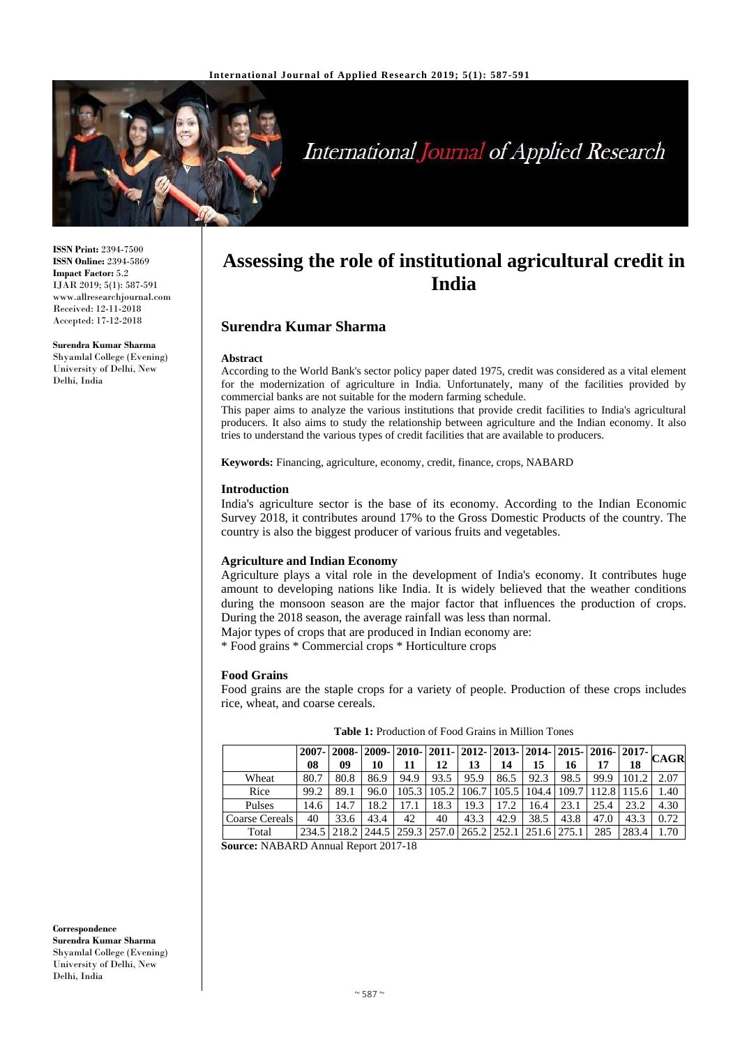ISSN Print: 2394-7500
ISSN Online: 2394-5869
Impact Factor: 5.2
IJAR 2019; 5(1): 587-591
www.allresearchjournal.com
Received: 12-11-2018
Accepted: 17-12-2018

**Surendra Kumar Sharma**
Shyamlal College (Evening)
University of Delhi, New Delhi, India

**Correspondence**
**Surendra Kumar Sharma**
Shyamlal College (Evening)
University of Delhi, New Delhi, India

# Assessing the role of institutional agricultural credit in India

## Surendra Kumar Sharma

### Abstract

According to the World Bank's sector policy paper dated 1975, credit was considered as a vital element for the modernization of agriculture in India. Unfortunately, many of the facilities provided by commercial banks are not suitable for the modern farming schedule.

This paper aims to analyze the various institutions that provide credit facilities to India's agricultural producers. It also aims to study the relationship between agriculture and the Indian economy. It also tries to understand the various types of credit facilities that are available to producers.

**Keywords:** Financing, agriculture, economy, credit, finance, crops, NABARD

### Introduction

India's agriculture sector is the base of its economy. According to the Indian Economic Survey 2018, it contributes around 17% to the Gross Domestic Products of the country. The country is also the biggest producer of various fruits and vegetables.

### Agriculture and Indian Economy

Agriculture plays a vital role in the development of India's economy. It contributes huge amount to developing nations like India. It is widely believed that the weather conditions during the monsoon season are the major factor that influences the production of crops. During the 2018 season, the average rainfall was less than normal.

Major types of crops that are produced in Indian economy are:

* Food grains * Commercial crops * Horticulture crops

### Food Grains

Food grains are the staple crops for a variety of people. Production of these crops includes rice, wheat, and coarse cereals.

**Table 1:** Production of Food Grains in Million Tones

| | 2007-08 | 2008-09 | 2009-10 | 2010-11 | 2011-12 | 2012-13 | 2013-14 | 2014-15 | 2015-16 | 2016-17 | 2017-18 | CAGR |
|---|---|---|---|---|---|---|---|---|---|---|---|---|
| Wheat | 80.7 | 80.8 | 86.9 | 94.9 | 93.5 | 95.9 | 86.5 | 92.3 | 98.5 | 99.9 | 101.2 | 2.07 |
| Rice | 99.2 | 89.1 | 96.0 | 105.3 | 105.2 | 106.7 | 105.5 | 104.4 | 109.7 | 112.8 | 115.6 | 1.40 |
| Pulses | 14.6 | 14.7 | 18.2 | 17.1 | 18.3 | 19.3 | 17.2 | 16.4 | 23.1 | 25.4 | 23.2 | 4.30 |
| Coarse Cereals | 40 | 33.6 | 43.4 | 42 | 40 | 43.3 | 42.9 | 38.5 | 43.8 | 47.0 | 43.3 | 0.72 |
| Total | 234.5 | 218.2 | 244.5 | 259.3 | 257.0 | 265.2 | 252.1 | 251.6 | 275.1 | 285 | 283.4 | 1.70 |

**Source:** NABARD Annual Report 2017-18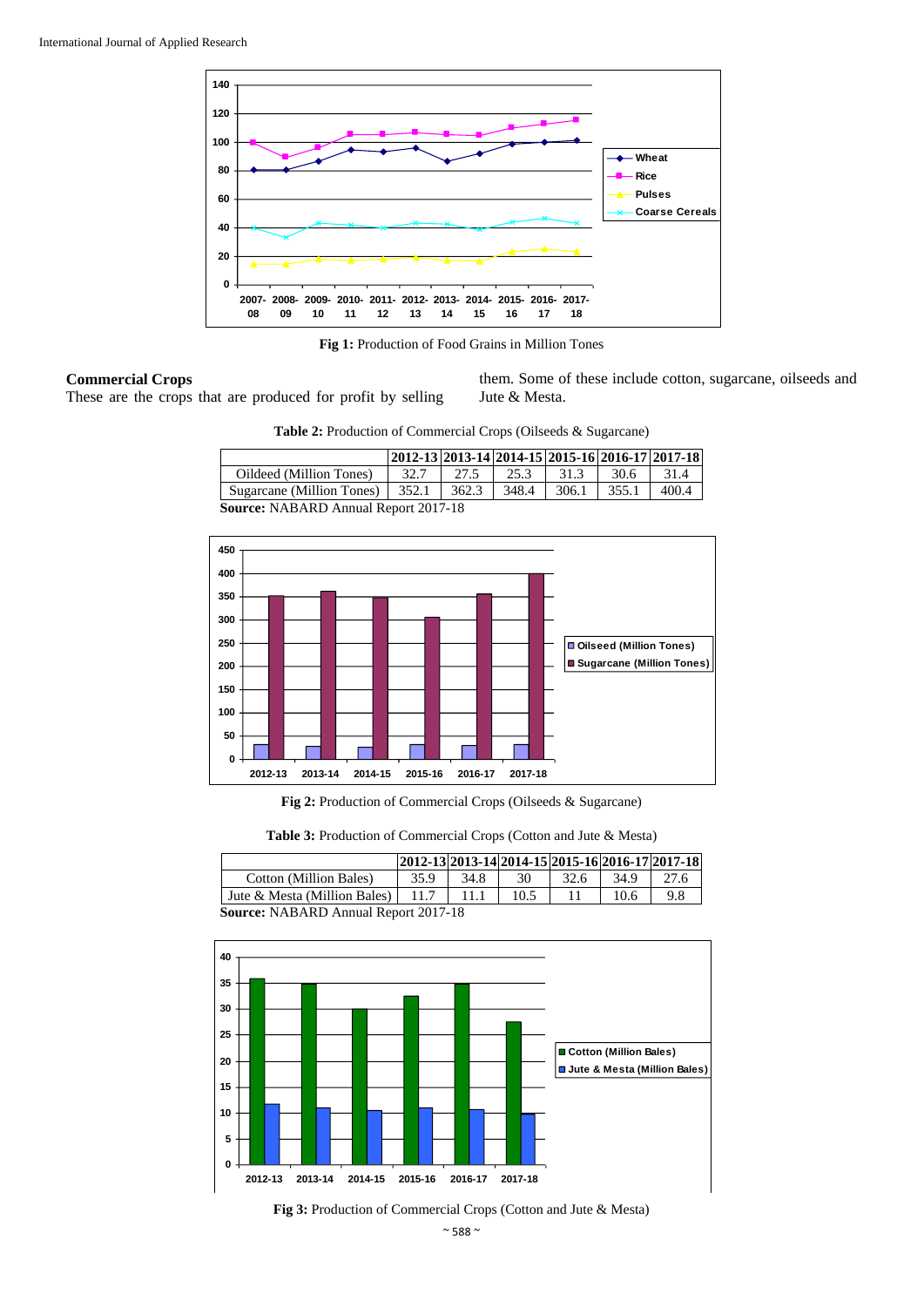Fig 1: Production of Food Grains in Million Tones

## Commercial Crops

These are the crops that are produced for profit by selling them. Some of these include cotton, sugarcane, oilseeds and Jute & Mesta.

**Table 2:** Production of Commercial Crops (Oilseeds & Sugarcane)

| | 2012-13 | 2013-14 | 2014-15 | 2015-16 | 2016-17 | 2017-18 |
|---|---|---|---|---|---|---|
| Oildeed (Million Tones) | 32.7 | 27.5 | 25.3 | 31.3 | 30.6 | 31.4 |
| Sugarcane (Million Tones) | 352.1 | 362.3 | 348.4 | 306.1 | 355.1 | 400.4 |

**Source:** NABARD Annual Report 2017-18

**Fig 2:** Production of Commercial Crops (Oilseeds & Sugarcane)

**Table 3:** Production of Commercial Crops (Cotton and Jute & Mesta)

| | 2012-13 | 2013-14 | 2014-15 | 2015-16 | 2016-17 | 2017-18 |
|---|---|---|---|---|---|---|
| Cotton (Million Bales) | 35.9 | 34.8 | 30 | 32.6 | 34.9 | 27.6 |
| Jute & Mesta (Million Bales) | 11.7 | 11.1 | 10.5 | 11 | 10.6 | 9.8 |

**Source:** NABARD Annual Report 2017-18

**Fig 3:** Production of Commercial Crops (Cotton and Jute & Mesta)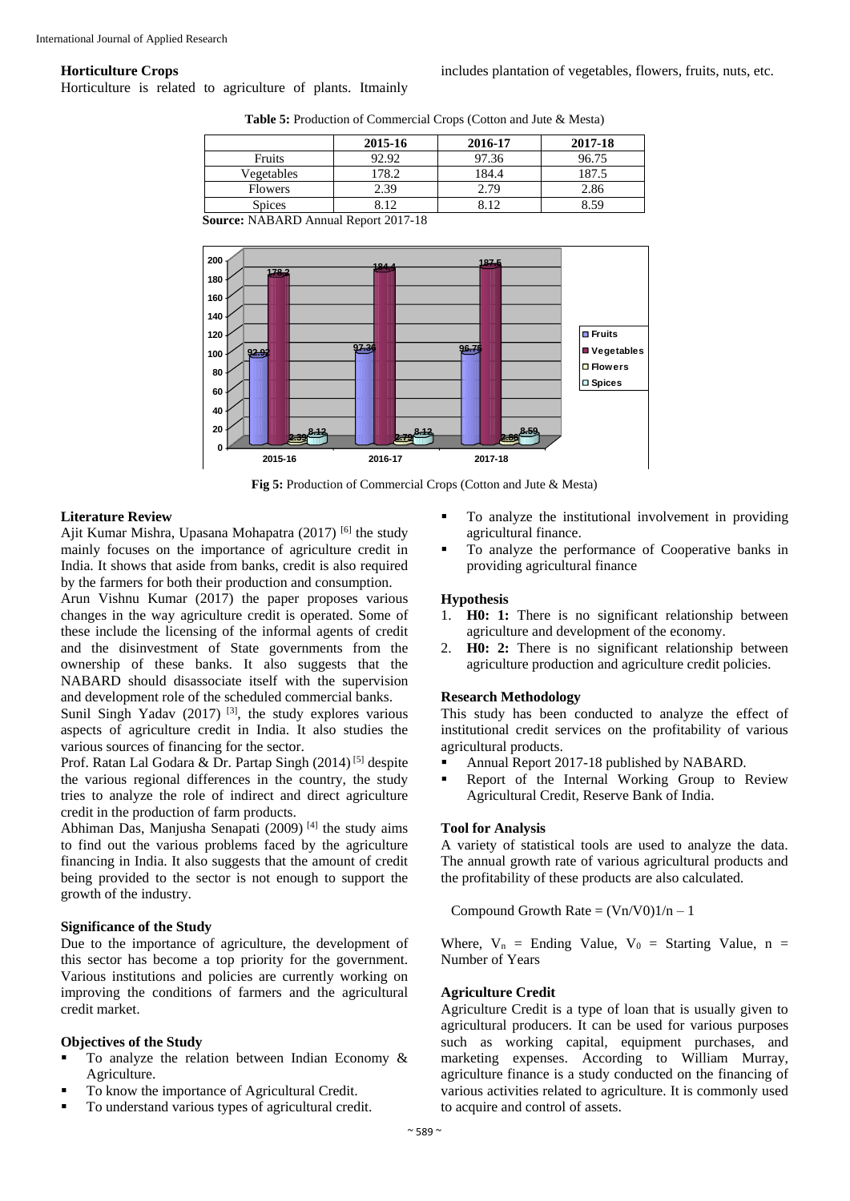### Horticulture Crops

Horticulture is related to agriculture of plants. Itmainly includes plantation of vegetables, flowers, fruits, nuts, etc.

**Table 5:** Production of Commercial Crops (Cotton and Jute & Mesta)

| | 2015-16 | 2016-17 | 2017-18 |
|---|---|---|---|
| Fruits | 92.92 | 97.36 | 96.75 |
| Vegetables | 178.2 | 184.4 | 187.5 |
| Flowers | 2.39 | 2.79 | 2.86 |
| Spices | 8.12 | 8.12 | 8.59 |

**Source:** NABARD Annual Report 2017-18

**Fig 5:** Production of Commercial Crops (Cotton and Jute & Mesta)

### Literature Review

Ajit Kumar Mishra, Upasana Mohapatra (2017) [6] the study mainly focuses on the importance of agriculture credit in India. It shows that aside from banks, credit is also required by the farmers for both their production and consumption.

Arun Vishnu Kumar (2017) the paper proposes various changes in the way agriculture credit is operated. Some of these include the licensing of the informal agents of credit and the disinvestment of State governments from the ownership of these banks. It also suggests that the NABARD should disassociate itself with the supervision and development role of the scheduled commercial banks.

Sunil Singh Yadav (2017) [3], the study explores various aspects of agriculture credit in India. It also studies the various sources of financing for the sector.

Prof. Ratan Lal Godara & Dr. Partap Singh (2014) [5] despite the various regional differences in the country, the study tries to analyze the role of indirect and direct agriculture credit in the production of farm products.

Abhiman Das, Manjusha Senapati (2009) [4] the study aims to find out the various problems faced by the agriculture financing in India. It also suggests that the amount of credit being provided to the sector is not enough to support the growth of the industry.

### Significance of the Study

Due to the importance of agriculture, the development of this sector has become a top priority for the government. Various institutions and policies are currently working on improving the conditions of farmers and the agricultural credit market.

### Objectives of the Study

- To analyze the relation between Indian Economy & Agriculture.
- To know the importance of Agricultural Credit.
- To understand various types of agricultural credit.
- To analyze the institutional involvement in providing agricultural finance.
- To analyze the performance of Cooperative banks in providing agricultural finance

### Hypothesis

1. **H0: 1:** There is no significant relationship between agriculture and development of the economy.
2. **H0: 2:** There is no significant relationship between agriculture production and agriculture credit policies.

### Research Methodology

This study has been conducted to analyze the effect of institutional credit services on the profitability of various agricultural products.

- Annual Report 2017-18 published by NABARD.
- Report of the Internal Working Group to Review Agricultural Credit, Reserve Bank of India.

### Tool for Analysis

A variety of statistical tools are used to analyze the data. The annual growth rate of various agricultural products and the profitability of these products are also calculated.

Compound Growth Rate = $(V_n/V_0)1/n - 1$

Where, $V_n$ = Ending Value, $V_0$ = Starting Value, n = Number of Years

### Agriculture Credit

Agriculture Credit is a type of loan that is usually given to agricultural producers. It can be used for various purposes such as working capital, equipment purchases, and marketing expenses. According to William Murray, agriculture finance is a study conducted on the financing of various activities related to agriculture. It is commonly used to acquire and control of assets.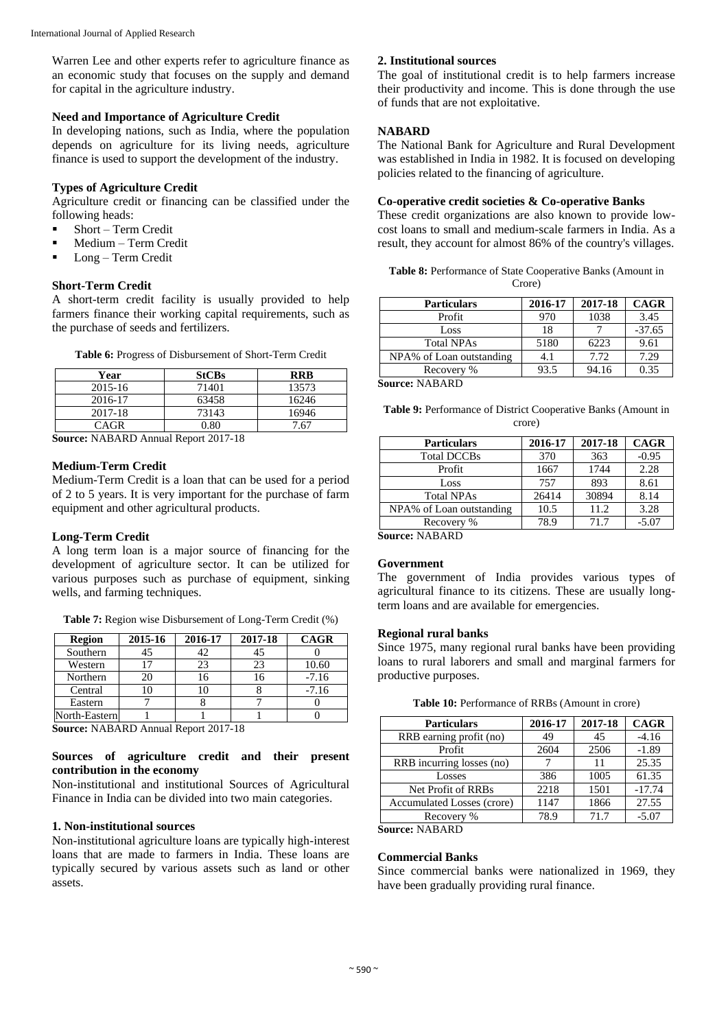Warren Lee and other experts refer to agriculture finance as an economic study that focuses on the supply and demand for capital in the agriculture industry.

### Need and Importance of Agriculture Credit

In developing nations, such as India, where the population depends on agriculture for its living needs, agriculture finance is used to support the development of the industry.

### Types of Agriculture Credit

Agriculture credit or financing can be classified under the following heads:

- Short – Term Credit
- Medium – Term Credit
- Long – Term Credit

### Short-Term Credit

A short-term credit facility is usually provided to help farmers finance their working capital requirements, such as the purchase of seeds and fertilizers.

**Table 6:** Progress of Disbursement of Short-Term Credit

| Year | StCBs | RRB |
|---|---|---|
| 2015-16 | 71401 | 13573 |
| 2016-17 | 63458 | 16246 |
| 2017-18 | 73143 | 16946 |
| CAGR | 0.80 | 7.67 |

**Source:** NABARD Annual Report 2017-18

### Medium-Term Credit

Medium-Term Credit is a loan that can be used for a period of 2 to 5 years. It is very important for the purchase of farm equipment and other agricultural products.

### Long-Term Credit

A long term loan is a major source of financing for the development of agriculture sector. It can be utilized for various purposes such as purchase of equipment, sinking wells, and farming techniques.

**Table 7:** Region wise Disbursement of Long-Term Credit (%)

| Region | 2015-16 | 2016-17 | 2017-18 | CAGR |
|---|---|---|---|---|
| Southern | 45 | 42 | 45 | 0 |
| Western | 17 | 23 | 23 | 10.60 |
| Northern | 20 | 16 | 16 | -7.16 |
| Central | 10 | 10 | 8 | -7.16 |
| Eastern | 7 | 8 | 7 | 0 |
| North-Eastern | 1 | 1 | 1 | 0 |

**Source:** NABARD Annual Report 2017-18

### Sources of agriculture credit and their present contribution in the economy

Non-institutional and institutional Sources of Agricultural Finance in India can be divided into two main categories.

### 1. Non-institutional sources

Non-institutional agriculture loans are typically high-interest loans that are made to farmers in India. These loans are typically secured by various assets such as land or other assets.

### 2. Institutional sources

The goal of institutional credit is to help farmers increase their productivity and income. This is done through the use of funds that are not exploitative.

### NABARD

The National Bank for Agriculture and Rural Development was established in India in 1982. It is focused on developing policies related to the financing of agriculture.

### Co-operative credit societies & Co-operative Banks

These credit organizations are also known to provide low-cost loans to small and medium-scale farmers in India. As a result, they account for almost 86% of the country's villages.

**Table 8:** Performance of State Cooperative Banks (Amount in Crore)

| Particulars | 2016-17 | 2017-18 | CAGR |
|---|---|---|---|
| Profit | 970 | 1038 | 3.45 |
| Loss | 18 | 7 | -37.65 |
| Total NPAs | 5180 | 6223 | 9.61 |
| NPA% of Loan outstanding | 4.1 | 7.72 | 7.29 |
| Recovery % | 93.5 | 94.16 | 0.35 |

**Source:** NABARD

**Table 9:** Performance of District Cooperative Banks (Amount in crore)

| Particulars | 2016-17 | 2017-18 | CAGR |
|---|---|---|---|
| Total DCCBs | 370 | 363 | -0.95 |
| Profit | 1667 | 1744 | 2.28 |
| Loss | 757 | 893 | 8.61 |
| Total NPAs | 26414 | 30894 | 8.14 |
| NPA% of Loan outstanding | 10.5 | 11.2 | 3.28 |
| Recovery % | 78.9 | 71.7 | -5.07 |

**Source:** NABARD

### Government

The government of India provides various types of agricultural finance to its citizens. These are usually long-term loans and are available for emergencies.

### Regional rural banks

Since 1975, many regional rural banks have been providing loans to rural laborers and small and marginal farmers for productive purposes.

**Table 10:** Performance of RRBs (Amount in crore)

| Particulars | 2016-17 | 2017-18 | CAGR |
|---|---|---|---|
| RRB earning profit (no) | 49 | 45 | -4.16 |
| Profit | 2604 | 2506 | -1.89 |
| RRB incurring losses (no) | 7 | 11 | 25.35 |
| Losses | 386 | 1005 | 61.35 |
| Net Profit of RRBs | 2218 | 1501 | -17.74 |
| Accumulated Losses (crore) | 1147 | 1866 | 27.55 |
| Recovery % | 78.9 | 71.7 | -5.07 |

**Source:** NABARD

### Commercial Banks

Since commercial banks were nationalized in 1969, they have been gradually providing rural finance.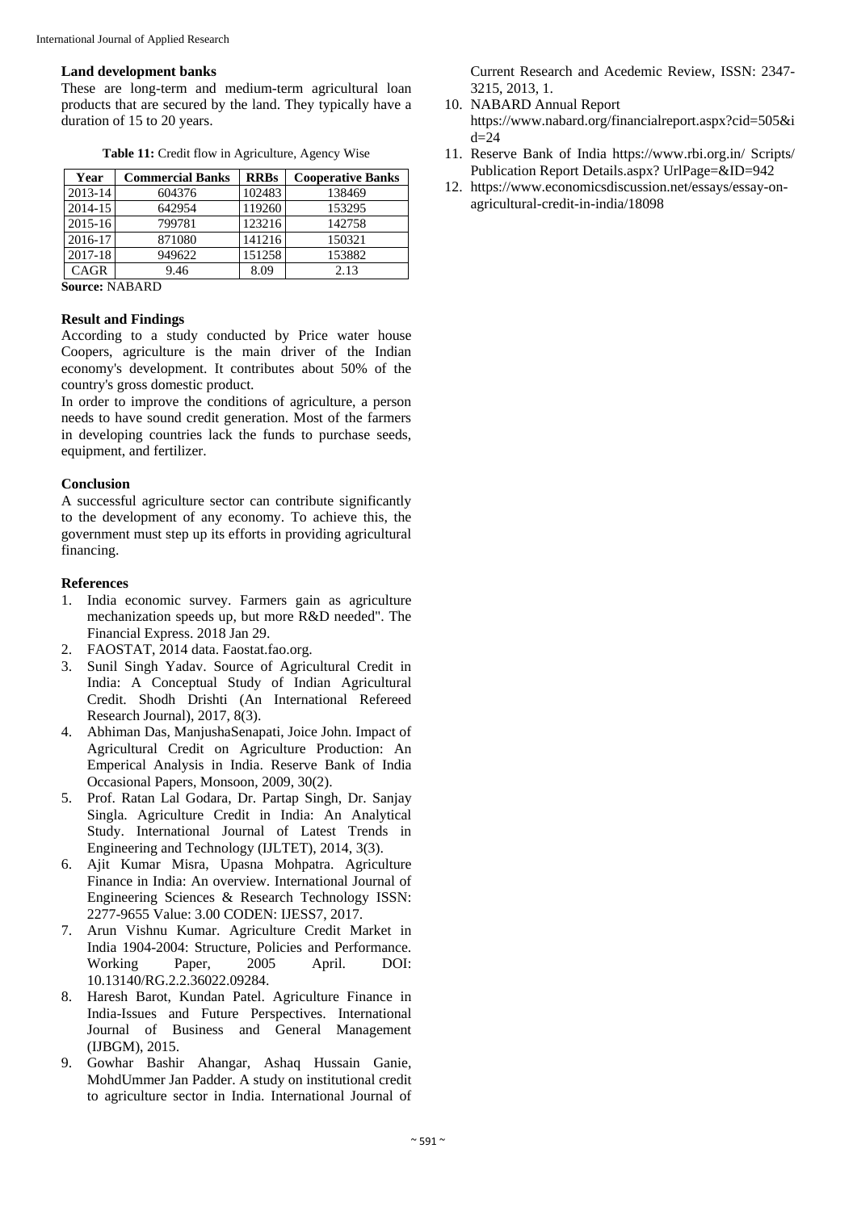### Land development banks

These are long-term and medium-term agricultural loan products that are secured by the land. They typically have a duration of 15 to 20 years.

**Table 11:** Credit flow in Agriculture, Agency Wise

| Year | Commercial Banks | RRBs | Cooperative Banks |
|---|---|---|---|
| 2013-14 | 604376 | 102483 | 138469 |
| 2014-15 | 642954 | 119260 | 153295 |
| 2015-16 | 799781 | 123216 | 142758 |
| 2016-17 | 871080 | 141216 | 150321 |
| 2017-18 | 949622 | 151258 | 153882 |
| CAGR | 9.46 | 8.09 | 2.13 |

**Source:** NABARD

### Result and Findings

According to a study conducted by Price water house Coopers, agriculture is the main driver of the Indian economy's development. It contributes about 50% of the country's gross domestic product.

In order to improve the conditions of agriculture, a person needs to have sound credit generation. Most of the farmers in developing countries lack the funds to purchase seeds, equipment, and fertilizer.

### Conclusion

A successful agriculture sector can contribute significantly to the development of any economy. To achieve this, the government must step up its efforts in providing agricultural financing.

### References

1. India economic survey. Farmers gain as agriculture mechanization speeds up, but more R&D needed". The Financial Express. 2018 Jan 29.
2. FAOSTAT, 2014 data. Faostat.fao.org.
3. Sunil Singh Yadav. Source of Agricultural Credit in India: A Conceptual Study of Indian Agricultural Credit. Shodh Drishti (An International Refereed Research Journal), 2017, 8(3).
4. Abhiman Das, ManjushaSenapati, Joice John. Impact of Agricultural Credit on Agriculture Production: An Emperical Analysis in India. Reserve Bank of India Occasional Papers, Monsoon, 2009, 30(2).
5. Prof. Ratan Lal Godara, Dr. Partap Singh, Dr. Sanjay Singla. Agriculture Credit in India: An Analytical Study. International Journal of Latest Trends in Engineering and Technology (IJLTET), 2014, 3(3).
6. Ajit Kumar Misra, Upasna Mohpatra. Agriculture Finance in India: An overview. International Journal of Engineering Sciences & Research Technology ISSN: 2277-9655 Value: 3.00 CODEN: IJESS7, 2017.
7. Arun Vishnu Kumar. Agriculture Credit Market in India 1904-2004: Structure, Policies and Performance. Working Paper, 2005 April. DOI: 10.13140/RG.2.2.36022.09284.
8. Haresh Barot, Kundan Patel. Agriculture Finance in India-Issues and Future Perspectives. International Journal of Business and General Management (IJBGM), 2015.
9. Gowhar Bashir Ahangar, Ashaq Hussain Ganie, MohdUmmer Jan Padder. A study on institutional credit to agriculture sector in India. International Journal of Current Research and Acedemic Review, ISSN: 2347-3215, 2013, 1.
10. NABARD Annual Report https://www.nabard.org/financialreport.aspx?cid=505&id=24
11. Reserve Bank of India https://www.rbi.org.in/ Scripts/ Publication Report Details.aspx? UrlPage=&ID=942
12. https://www.economicsdiscussion.net/essays/essay-on-agricultural-credit-in-india/18098